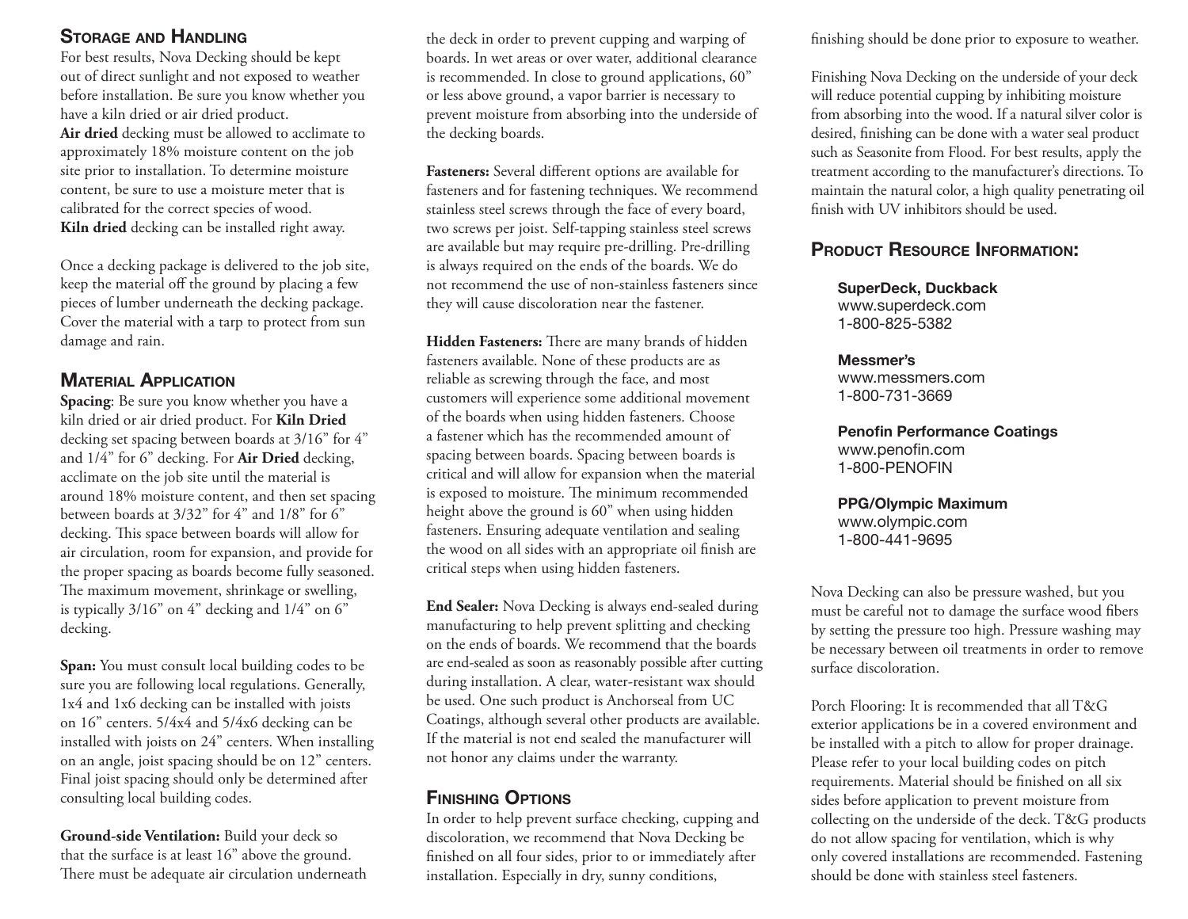## Storage and Handling

For best results, Nova Decking should be kept out of direct sunlight and not exposed to weather before installation. Be sure you know whether you have a kiln dried or air dried product.
**Air dried** decking must be allowed to acclimate to approximately 18% moisture content on the job site prior to installation. To determine moisture content, be sure to use a moisture meter that is calibrated for the correct species of wood.
**Kiln dried** decking can be installed right away.

Once a decking package is delivered to the job site, keep the material off the ground by placing a few pieces of lumber underneath the decking package. Cover the material with a tarp to protect from sun damage and rain.

## Material Application

**Spacing**: Be sure you know whether you have a kiln dried or air dried product. For **Kiln Dried** decking set spacing between boards at 3/16" for 4" and 1/4" for 6" decking. For **Air Dried** decking, acclimate on the job site until the material is around 18% moisture content, and then set spacing between boards at 3/32" for 4" and 1/8" for 6" decking. This space between boards will allow for air circulation, room for expansion, and provide for the proper spacing as boards become fully seasoned. The maximum movement, shrinkage or swelling, is typically 3/16" on 4" decking and 1/4" on 6" decking.

**Span:** You must consult local building codes to be sure you are following local regulations. Generally, 1x4 and 1x6 decking can be installed with joists on 16" centers. 5/4x4 and 5/4x6 decking can be installed with joists on 24" centers. When installing on an angle, joist spacing should be on 12" centers. Final joist spacing should only be determined after consulting local building codes.

**Ground-side Ventilation:** Build your deck so that the surface is at least 16" above the ground. There must be adequate air circulation underneath the deck in order to prevent cupping and warping of boards. In wet areas or over water, additional clearance is recommended. In close to ground applications, 60" or less above ground, a vapor barrier is necessary to prevent moisture from absorbing into the underside of the decking boards.

**Fasteners:** Several different options are available for fasteners and for fastening techniques. We recommend stainless steel screws through the face of every board, two screws per joist. Self-tapping stainless steel screws are available but may require pre-drilling. Pre-drilling is always required on the ends of the boards. We do not recommend the use of non-stainless fasteners since they will cause discoloration near the fastener.

**Hidden Fasteners:** There are many brands of hidden fasteners available. None of these products are as reliable as screwing through the face, and most customers will experience some additional movement of the boards when using hidden fasteners. Choose a fastener which has the recommended amount of spacing between boards. Spacing between boards is critical and will allow for expansion when the material is exposed to moisture. The minimum recommended height above the ground is 60" when using hidden fasteners. Ensuring adequate ventilation and sealing the wood on all sides with an appropriate oil finish are critical steps when using hidden fasteners.

**End Sealer:** Nova Decking is always end-sealed during manufacturing to help prevent splitting and checking on the ends of boards. We recommend that the boards are end-sealed as soon as reasonably possible after cutting during installation. A clear, water-resistant wax should be used. One such product is Anchorseal from UC Coatings, although several other products are available. If the material is not end sealed the manufacturer will not honor any claims under the warranty.

## Finishing Options

In order to help prevent surface checking, cupping and discoloration, we recommend that Nova Decking be finished on all four sides, prior to or immediately after installation. Especially in dry, sunny conditions, finishing should be done prior to exposure to weather.

Finishing Nova Decking on the underside of your deck will reduce potential cupping by inhibiting moisture from absorbing into the wood. If a natural silver color is desired, finishing can be done with a water seal product such as Seasonite from Flood. For best results, apply the treatment according to the manufacturer's directions. To maintain the natural color, a high quality penetrating oil finish with UV inhibitors should be used.

## Product Resource Information:

**SuperDeck, Duckback**
www.superdeck.com
1-800-825-5382

**Messmer's**
www.messmers.com
1-800-731-3669

**Penofin Performance Coatings**
www.penofin.com
1-800-PENOFIN

**PPG/Olympic Maximum**
www.olympic.com
1-800-441-9695

Nova Decking can also be pressure washed, but you must be careful not to damage the surface wood fibers by setting the pressure too high. Pressure washing may be necessary between oil treatments in order to remove surface discoloration.

Porch Flooring: It is recommended that all T&G exterior applications be in a covered environment and be installed with a pitch to allow for proper drainage. Please refer to your local building codes on pitch requirements. Material should be finished on all six sides before application to prevent moisture from collecting on the underside of the deck. T&G products do not allow spacing for ventilation, which is why only covered installations are recommended. Fastening should be done with stainless steel fasteners.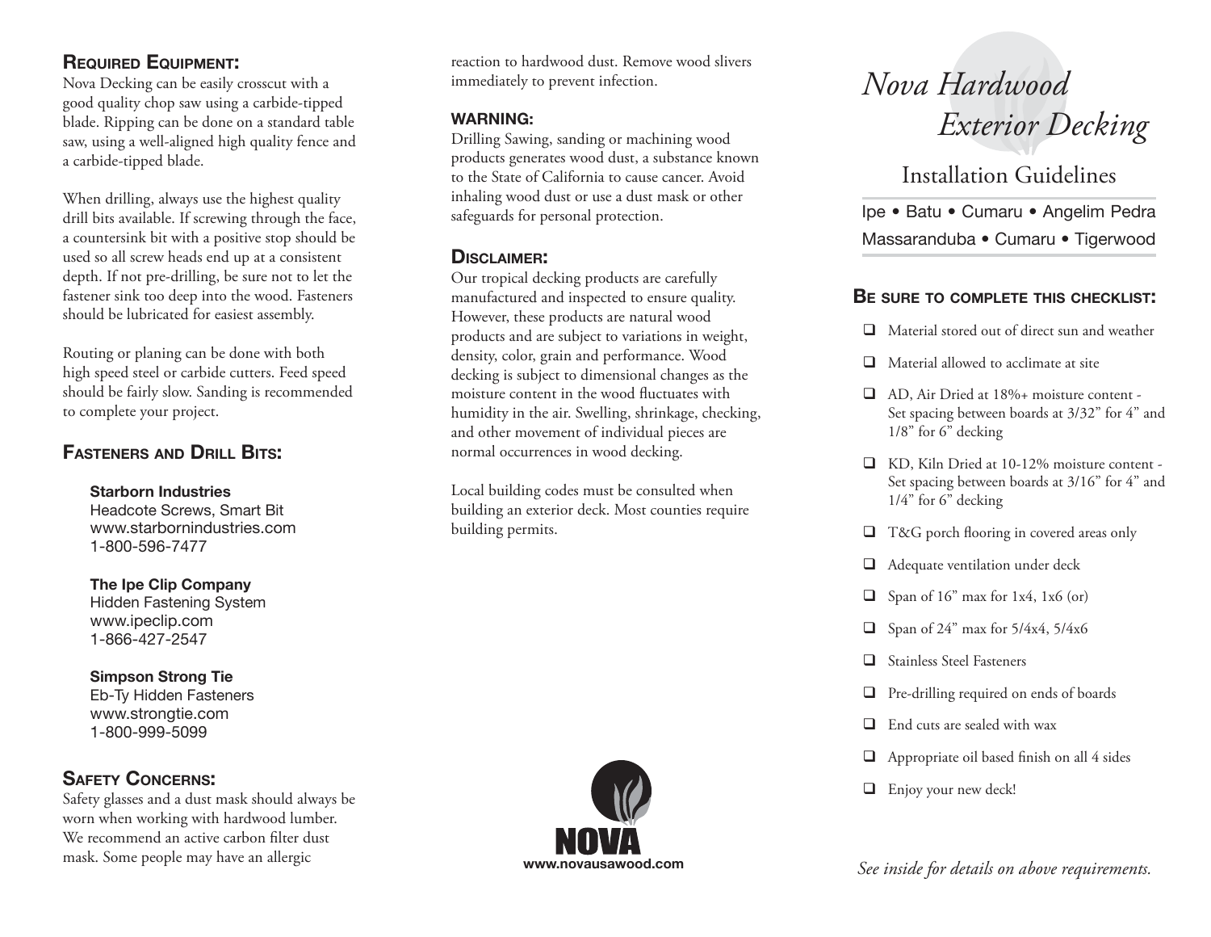## Required Equipment:

Nova Decking can be easily crosscut with a good quality chop saw using a carbide-tipped blade. Ripping can be done on a standard table saw, using a well-aligned high quality fence and a carbide-tipped blade.

When drilling, always use the highest quality drill bits available. If screwing through the face, a countersink bit with a positive stop should be used so all screw heads end up at a consistent depth. If not pre-drilling, be sure not to let the fastener sink too deep into the wood. Fasteners should be lubricated for easiest assembly.

Routing or planing can be done with both high speed steel or carbide cutters. Feed speed should be fairly slow. Sanding is recommended to complete your project.

## Fasteners and Drill Bits:

**Starborn Industries**
Headcote Screws, Smart Bit
www.starbornindustries.com
1-800-596-7477

**The Ipe Clip Company**
Hidden Fastening System
www.ipeclip.com
1-866-427-2547

**Simpson Strong Tie**
Eb-Ty Hidden Fasteners
www.strongtie.com
1-800-999-5099

## Safety Concerns:

Safety glasses and a dust mask should always be worn when working with hardwood lumber. We recommend an active carbon filter dust mask. Some people may have an allergic reaction to hardwood dust. Remove wood slivers immediately to prevent infection.

## WARNING:

Drilling Sawing, sanding or machining wood products generates wood dust, a substance known to the State of California to cause cancer. Avoid inhaling wood dust or use a dust mask or other safeguards for personal protection.

## Disclaimer:

Our tropical decking products are carefully manufactured and inspected to ensure quality. However, these products are natural wood products and are subject to variations in weight, density, color, grain and performance. Wood decking is subject to dimensional changes as the moisture content in the wood fluctuates with humidity in the air. Swelling, shrinkage, checking, and other movement of individual pieces are normal occurrences in wood decking.

Local building codes must be consulted when building an exterior deck. Most counties require building permits.

NOVA
www.novausawood.com

# *Nova Hardwood Exterior Decking*

## Installation Guidelines

Ipe • Batu • Cumaru • Angelim Pedra
Massaranduba • Cumaru • Tigerwood

## Be sure to complete this checklist:

- [ ] Material stored out of direct sun and weather
- [ ] Material allowed to acclimate at site
- [ ] AD, Air Dried at 18%+ moisture content - Set spacing between boards at 3/32" for 4" and 1/8" for 6" decking
- [ ] KD, Kiln Dried at 10-12% moisture content - Set spacing between boards at 3/16" for 4" and 1/4" for 6" decking
- [ ] T&G porch flooring in covered areas only
- [ ] Adequate ventilation under deck
- [ ] Span of 16" max for 1x4, 1x6 (or)
- [ ] Span of 24" max for 5/4x4, 5/4x6
- [ ] Stainless Steel Fasteners
- [ ] Pre-drilling required on ends of boards
- [ ] End cuts are sealed with wax
- [ ] Appropriate oil based finish on all 4 sides
- [ ] Enjoy your new deck!

*See inside for details on above requirements.*